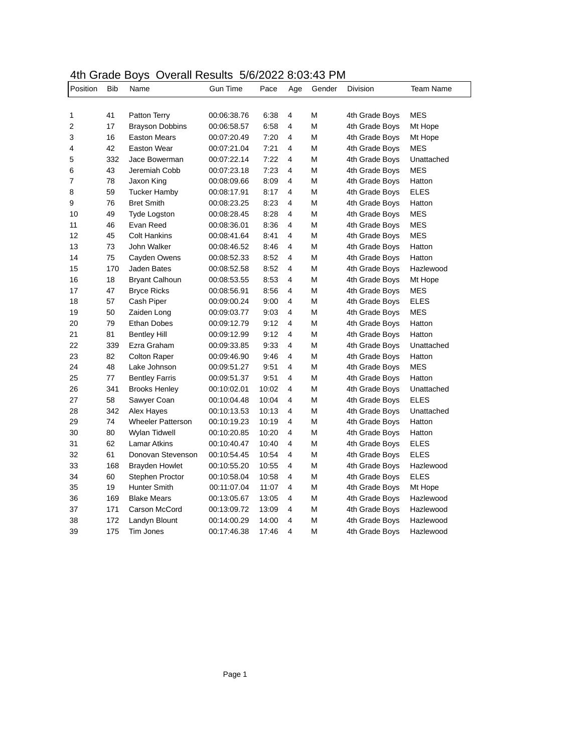# 4th Grade Boys Overall Results 5/6/2022 8:03:43 PM

| Position | Bib | Name | Gun Time | Pace | Age | Gender | Division | Team Name |
|---|---|---|---|---|---|---|---|---|
| 1 | 41 | Patton Terry | 00:06:38.76 | 6:38 | 4 | M | 4th Grade Boys | MES |
| 2 | 17 | Brayson Dobbins | 00:06:58.57 | 6:58 | 4 | M | 4th Grade Boys | Mt Hope |
| 3 | 16 | Easton Mears | 00:07:20.49 | 7:20 | 4 | M | 4th Grade Boys | Mt Hope |
| 4 | 42 | Easton Wear | 00:07:21.04 | 7:21 | 4 | M | 4th Grade Boys | MES |
| 5 | 332 | Jace Bowerman | 00:07:22.14 | 7:22 | 4 | M | 4th Grade Boys | Unattached |
| 6 | 43 | Jeremiah Cobb | 00:07:23.18 | 7:23 | 4 | M | 4th Grade Boys | MES |
| 7 | 78 | Jaxon King | 00:08:09.66 | 8:09 | 4 | M | 4th Grade Boys | Hatton |
| 8 | 59 | Tucker Hamby | 00:08:17.91 | 8:17 | 4 | M | 4th Grade Boys | ELES |
| 9 | 76 | Bret Smith | 00:08:23.25 | 8:23 | 4 | M | 4th Grade Boys | Hatton |
| 10 | 49 | Tyde Logston | 00:08:28.45 | 8:28 | 4 | M | 4th Grade Boys | MES |
| 11 | 46 | Evan Reed | 00:08:36.01 | 8:36 | 4 | M | 4th Grade Boys | MES |
| 12 | 45 | Colt Hankins | 00:08:41.64 | 8:41 | 4 | M | 4th Grade Boys | MES |
| 13 | 73 | John Walker | 00:08:46.52 | 8:46 | 4 | M | 4th Grade Boys | Hatton |
| 14 | 75 | Cayden Owens | 00:08:52.33 | 8:52 | 4 | M | 4th Grade Boys | Hatton |
| 15 | 170 | Jaden Bates | 00:08:52.58 | 8:52 | 4 | M | 4th Grade Boys | Hazlewood |
| 16 | 18 | Bryant Calhoun | 00:08:53.55 | 8:53 | 4 | M | 4th Grade Boys | Mt Hope |
| 17 | 47 | Bryce Ricks | 00:08:56.91 | 8:56 | 4 | M | 4th Grade Boys | MES |
| 18 | 57 | Cash Piper | 00:09:00.24 | 9:00 | 4 | M | 4th Grade Boys | ELES |
| 19 | 50 | Zaiden Long | 00:09:03.77 | 9:03 | 4 | M | 4th Grade Boys | MES |
| 20 | 79 | Ethan Dobes | 00:09:12.79 | 9:12 | 4 | M | 4th Grade Boys | Hatton |
| 21 | 81 | Bentley Hill | 00:09:12.99 | 9:12 | 4 | M | 4th Grade Boys | Hatton |
| 22 | 339 | Ezra Graham | 00:09:33.85 | 9:33 | 4 | M | 4th Grade Boys | Unattached |
| 23 | 82 | Colton Raper | 00:09:46.90 | 9:46 | 4 | M | 4th Grade Boys | Hatton |
| 24 | 48 | Lake Johnson | 00:09:51.27 | 9:51 | 4 | M | 4th Grade Boys | MES |
| 25 | 77 | Bentley Farris | 00:09:51.37 | 9:51 | 4 | M | 4th Grade Boys | Hatton |
| 26 | 341 | Brooks Henley | 00:10:02.01 | 10:02 | 4 | M | 4th Grade Boys | Unattached |
| 27 | 58 | Sawyer Coan | 00:10:04.48 | 10:04 | 4 | M | 4th Grade Boys | ELES |
| 28 | 342 | Alex Hayes | 00:10:13.53 | 10:13 | 4 | M | 4th Grade Boys | Unattached |
| 29 | 74 | Wheeler Patterson | 00:10:19.23 | 10:19 | 4 | M | 4th Grade Boys | Hatton |
| 30 | 80 | Wylan Tidwell | 00:10:20.85 | 10:20 | 4 | M | 4th Grade Boys | Hatton |
| 31 | 62 | Lamar Atkins | 00:10:40.47 | 10:40 | 4 | M | 4th Grade Boys | ELES |
| 32 | 61 | Donovan Stevenson | 00:10:54.45 | 10:54 | 4 | M | 4th Grade Boys | ELES |
| 33 | 168 | Brayden Howlet | 00:10:55.20 | 10:55 | 4 | M | 4th Grade Boys | Hazlewood |
| 34 | 60 | Stephen Proctor | 00:10:58.04 | 10:58 | 4 | M | 4th Grade Boys | ELES |
| 35 | 19 | Hunter Smith | 00:11:07.04 | 11:07 | 4 | M | 4th Grade Boys | Mt Hope |
| 36 | 169 | Blake Mears | 00:13:05.67 | 13:05 | 4 | M | 4th Grade Boys | Hazlewood |
| 37 | 171 | Carson McCord | 00:13:09.72 | 13:09 | 4 | M | 4th Grade Boys | Hazlewood |
| 38 | 172 | Landyn Blount | 00:14:00.29 | 14:00 | 4 | M | 4th Grade Boys | Hazlewood |
| 39 | 175 | Tim Jones | 00:17:46.38 | 17:46 | 4 | M | 4th Grade Boys | Hazlewood |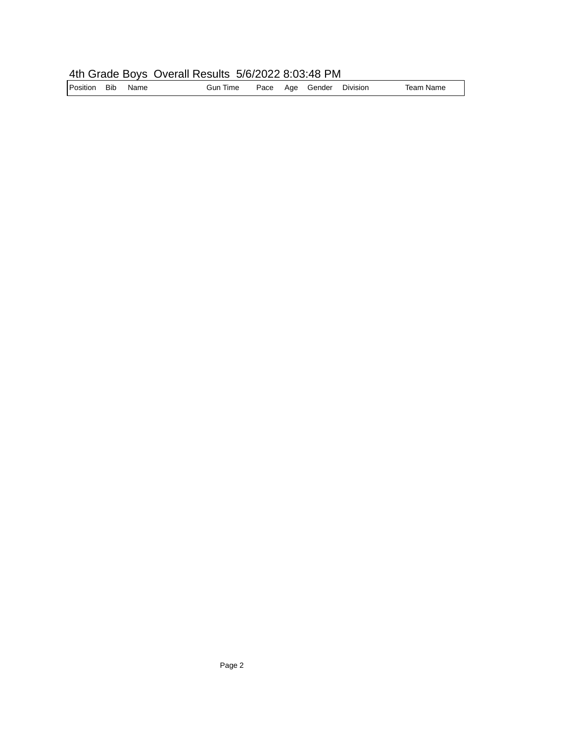# 4th Grade Boys Overall Results 5/6/2022 8:03:48 PM

| Position | Bib | Name | Gun Time | Pace | Age | Gender | Division | Team Name |
|---|---|---|---|---|---|---|---|---|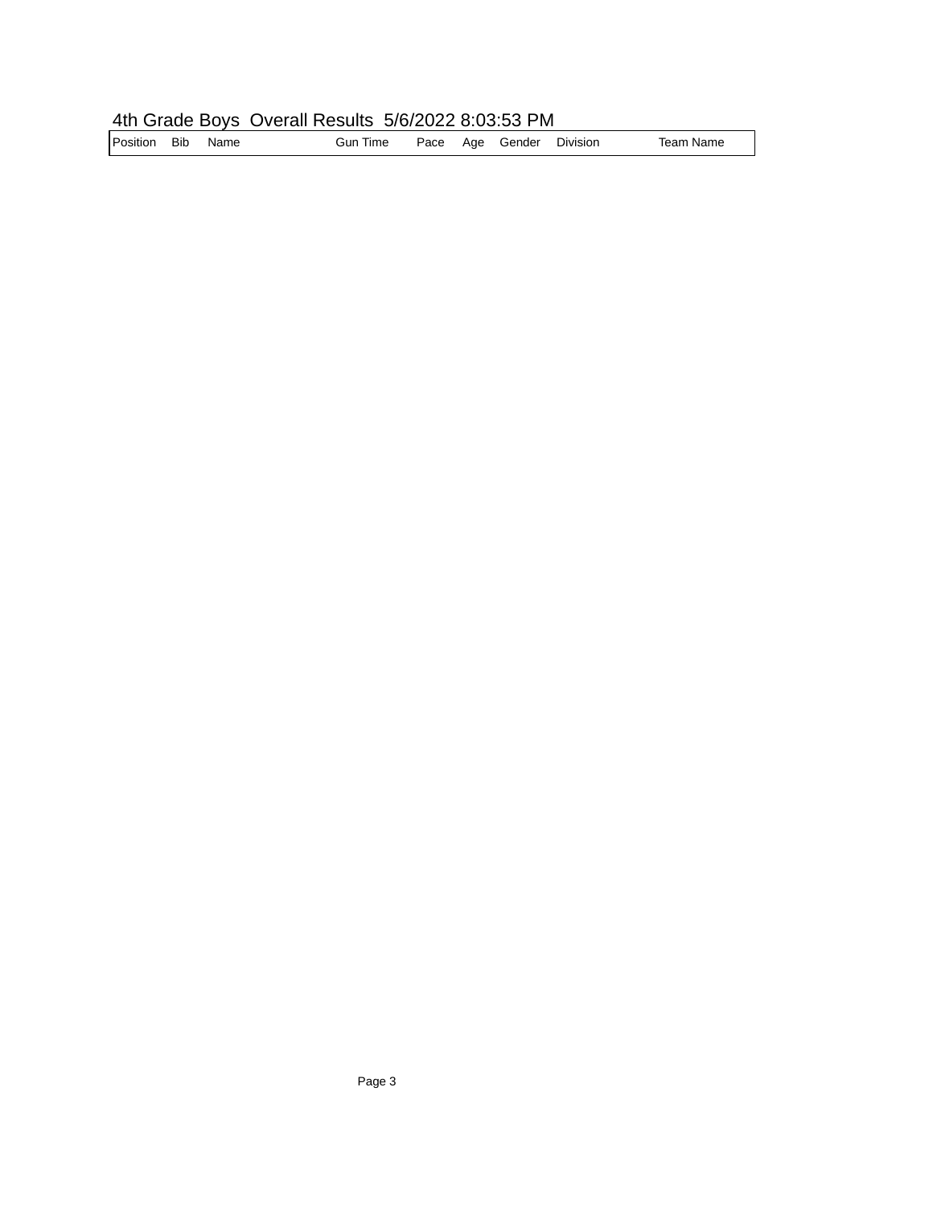# 4th Grade Boys Overall Results 5/6/2022 8:03:53 PM

| Position | Bib | Name | Gun Time | Pace | Age | Gender | Division | Team Name |
|---|---|---|---|---|---|---|---|---|